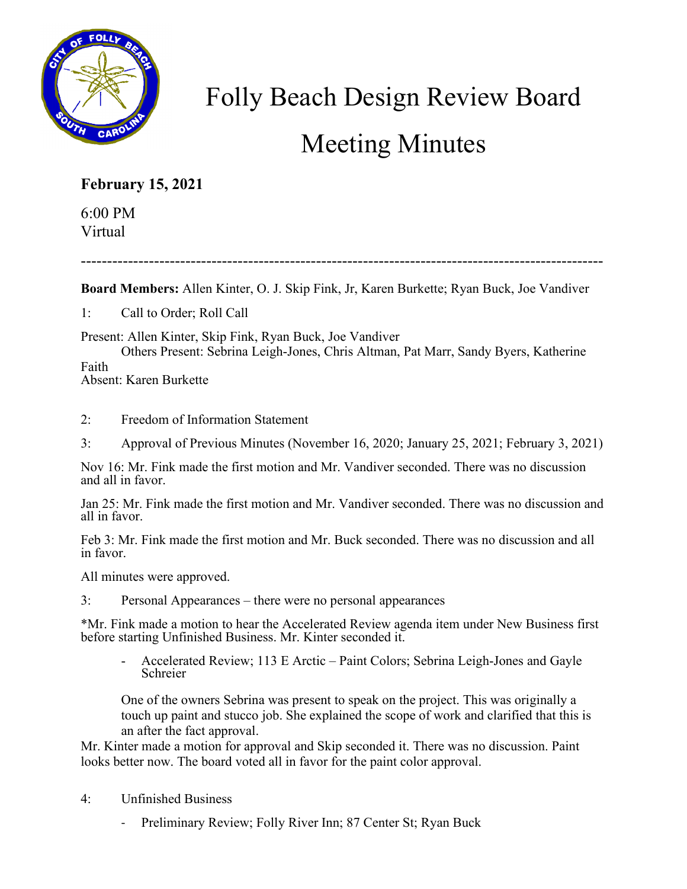# Folly Beach Design Review Board

# Meeting Minutes

**February 15, 2021**

6:00 PM
Virtual

---

**Board Members:** Allen Kinter, O. J. Skip Fink, Jr, Karen Burkette; Ryan Buck, Joe Vandiver

1: Call to Order; Roll Call

Present: Allen Kinter, Skip Fink, Ryan Buck, Joe Vandiver
Others Present: Sebrina Leigh-Jones, Chris Altman, Pat Marr, Sandy Byers, Katherine Faith
Absent: Karen Burkette

2: Freedom of Information Statement

3: Approval of Previous Minutes (November 16, 2020; January 25, 2021; February 3, 2021)

Nov 16: Mr. Fink made the first motion and Mr. Vandiver seconded. There was no discussion and all in favor.

Jan 25: Mr. Fink made the first motion and Mr. Vandiver seconded. There was no discussion and all in favor.

Feb 3: Mr. Fink made the first motion and Mr. Buck seconded. There was no discussion and all in favor.

All minutes were approved.

3: Personal Appearances – there were no personal appearances

*Mr. Fink made a motion to hear the Accelerated Review agenda item under New Business first before starting Unfinished Business. Mr. Kinter seconded it.

- Accelerated Review; 113 E Arctic – Paint Colors; Sebrina Leigh-Jones and Gayle Schreier

One of the owners Sebrina was present to speak on the project. This was originally a touch up paint and stucco job. She explained the scope of work and clarified that this is an after the fact approval.

Mr. Kinter made a motion for approval and Skip seconded it. There was no discussion. Paint looks better now. The board voted all in favor for the paint color approval.

4: Unfinished Business

- Preliminary Review; Folly River Inn; 87 Center St; Ryan Buck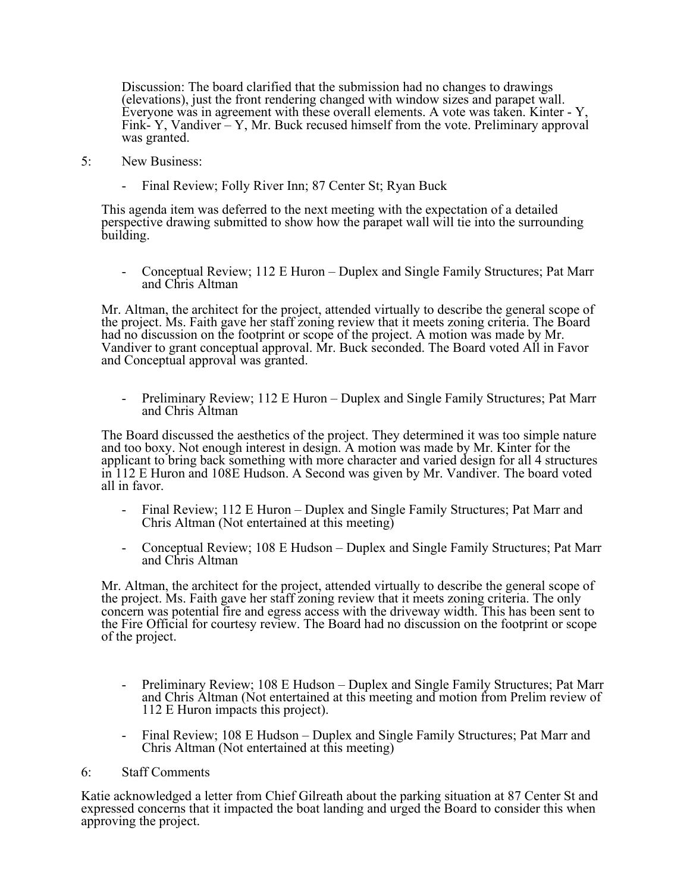Discussion: The board clarified that the submission had no changes to drawings (elevations), just the front rendering changed with window sizes and parapet wall. Everyone was in agreement with these overall elements. A vote was taken. Kinter - Y, Fink- Y, Vandiver – Y, Mr. Buck recused himself from the vote. Preliminary approval was granted.

5: New Business:

- Final Review; Folly River Inn; 87 Center St; Ryan Buck

This agenda item was deferred to the next meeting with the expectation of a detailed perspective drawing submitted to show how the parapet wall will tie into the surrounding building.

- Conceptual Review; 112 E Huron – Duplex and Single Family Structures; Pat Marr and Chris Altman

Mr. Altman, the architect for the project, attended virtually to describe the general scope of the project. Ms. Faith gave her staff zoning review that it meets zoning criteria. The Board had no discussion on the footprint or scope of the project. A motion was made by Mr. Vandiver to grant conceptual approval. Mr. Buck seconded. The Board voted All in Favor and Conceptual approval was granted.

- Preliminary Review; 112 E Huron – Duplex and Single Family Structures; Pat Marr and Chris Altman

The Board discussed the aesthetics of the project. They determined it was too simple nature and too boxy. Not enough interest in design. A motion was made by Mr. Kinter for the applicant to bring back something with more character and varied design for all 4 structures in 112 E Huron and 108E Hudson. A Second was given by Mr. Vandiver. The board voted all in favor.

- Final Review; 112 E Huron – Duplex and Single Family Structures; Pat Marr and Chris Altman (Not entertained at this meeting)
- Conceptual Review; 108 E Hudson – Duplex and Single Family Structures; Pat Marr and Chris Altman

Mr. Altman, the architect for the project, attended virtually to describe the general scope of the project. Ms. Faith gave her staff zoning review that it meets zoning criteria. The only concern was potential fire and egress access with the driveway width. This has been sent to the Fire Official for courtesy review. The Board had no discussion on the footprint or scope of the project.

- Preliminary Review; 108 E Hudson – Duplex and Single Family Structures; Pat Marr and Chris Altman (Not entertained at this meeting and motion from Prelim review of 112 E Huron impacts this project).
- Final Review; 108 E Hudson – Duplex and Single Family Structures; Pat Marr and Chris Altman (Not entertained at this meeting)

6: Staff Comments

Katie acknowledged a letter from Chief Gilreath about the parking situation at 87 Center St and expressed concerns that it impacted the boat landing and urged the Board to consider this when approving the project.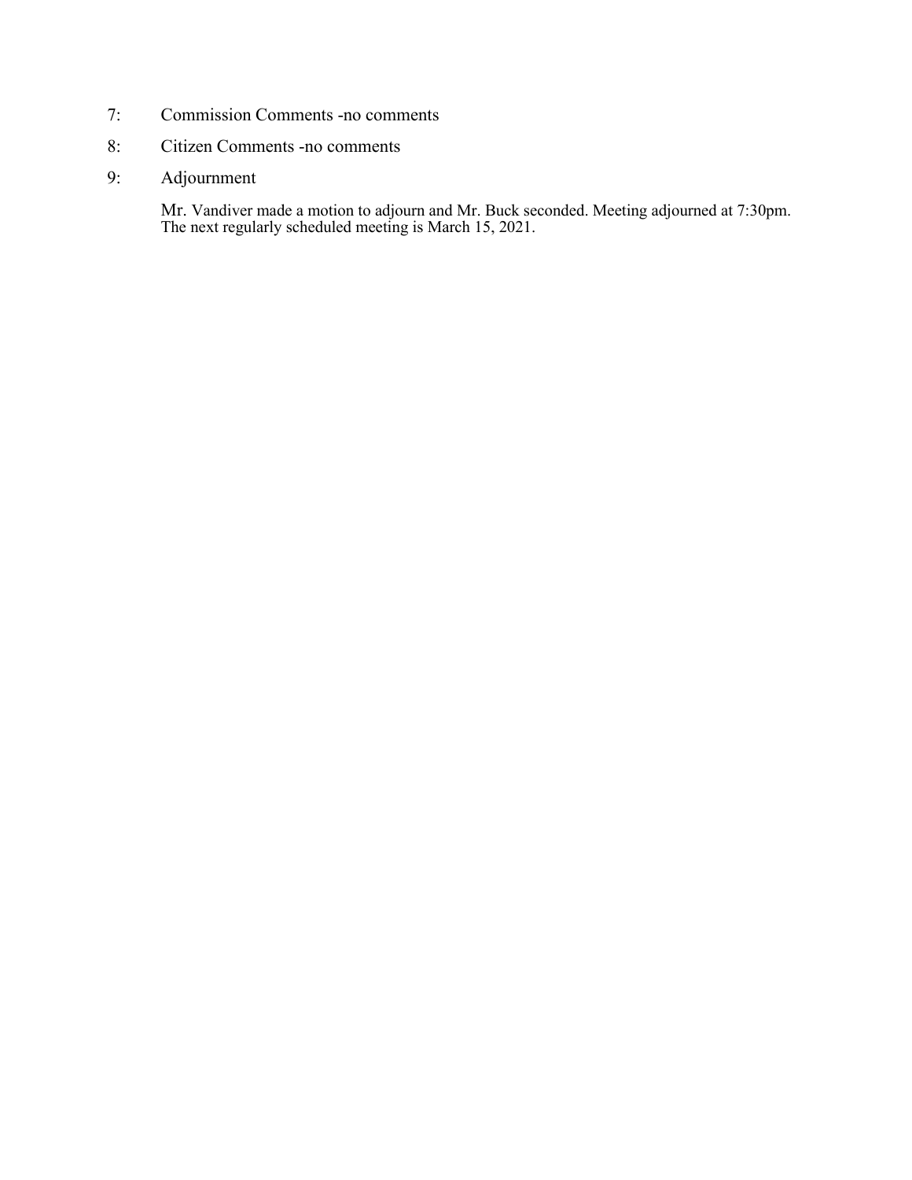7: Commission Comments -no comments

8: Citizen Comments -no comments

9: Adjournment

Mr. Vandiver made a motion to adjourn and Mr. Buck seconded. Meeting adjourned at 7:30pm. The next regularly scheduled meeting is March 15, 2021.